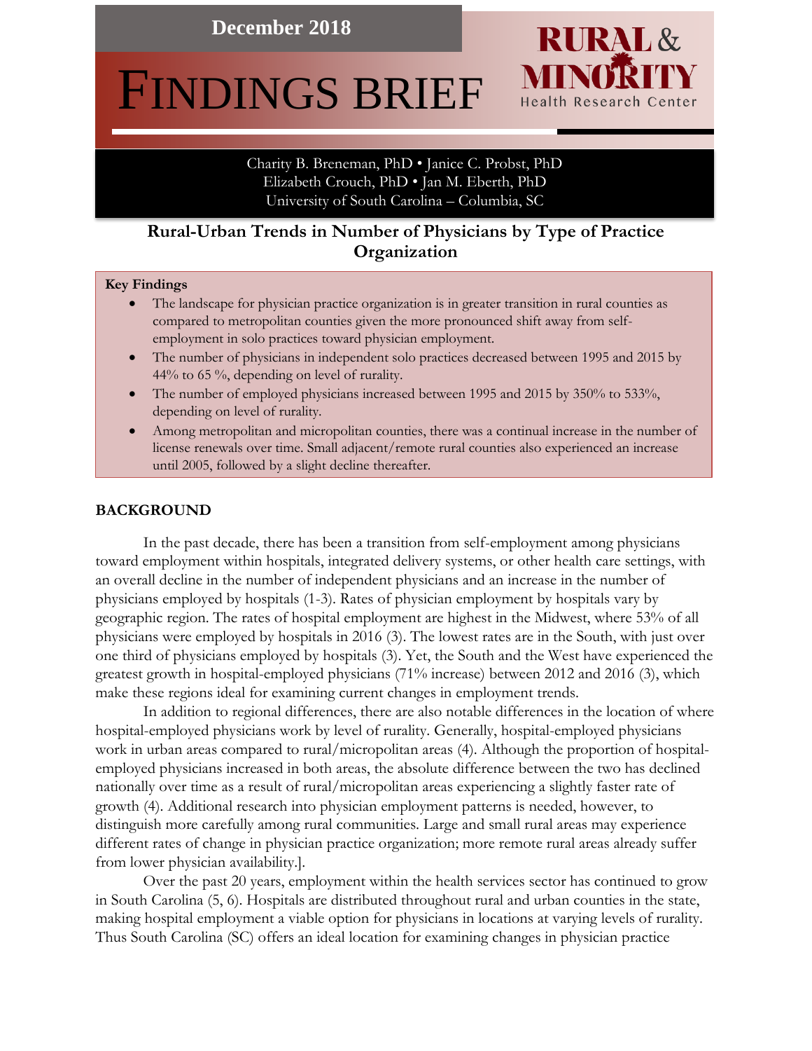December 2018

# FINDINGS BRIEF

RURAL & MINORITY Health Research Center

Charity B. Breneman, PhD • Janice C. Probst, PhD
Elizabeth Crouch, PhD • Jan M. Eberth, PhD
University of South Carolina – Columbia, SC

## Rural-Urban Trends in Number of Physicians by Type of Practice Organization

**Key Findings**

- The landscape for physician practice organization is in greater transition in rural counties as compared to metropolitan counties given the more pronounced shift away from self-employment in solo practices toward physician employment.
- The number of physicians in independent solo practices decreased between 1995 and 2015 by 44% to 65 %, depending on level of rurality.
- The number of employed physicians increased between 1995 and 2015 by 350% to 533%, depending on level of rurality.
- Among metropolitan and micropolitan counties, there was a continual increase in the number of license renewals over time. Small adjacent/remote rural counties also experienced an increase until 2005, followed by a slight decline thereafter.

### BACKGROUND

In the past decade, there has been a transition from self-employment among physicians toward employment within hospitals, integrated delivery systems, or other health care settings, with an overall decline in the number of independent physicians and an increase in the number of physicians employed by hospitals (1-3). Rates of physician employment by hospitals vary by geographic region. The rates of hospital employment are highest in the Midwest, where 53% of all physicians were employed by hospitals in 2016 (3). The lowest rates are in the South, with just over one third of physicians employed by hospitals (3). Yet, the South and the West have experienced the greatest growth in hospital-employed physicians (71% increase) between 2012 and 2016 (3), which make these regions ideal for examining current changes in employment trends.

In addition to regional differences, there are also notable differences in the location of where hospital-employed physicians work by level of rurality. Generally, hospital-employed physicians work in urban areas compared to rural/micropolitan areas (4). Although the proportion of hospital-employed physicians increased in both areas, the absolute difference between the two has declined nationally over time as a result of rural/micropolitan areas experiencing a slightly faster rate of growth (4). Additional research into physician employment patterns is needed, however, to distinguish more carefully among rural communities. Large and small rural areas may experience different rates of change in physician practice organization; more remote rural areas already suffer from lower physician availability.].

Over the past 20 years, employment within the health services sector has continued to grow in South Carolina (5, 6). Hospitals are distributed throughout rural and urban counties in the state, making hospital employment a viable option for physicians in locations at varying levels of rurality. Thus South Carolina (SC) offers an ideal location for examining changes in physician practice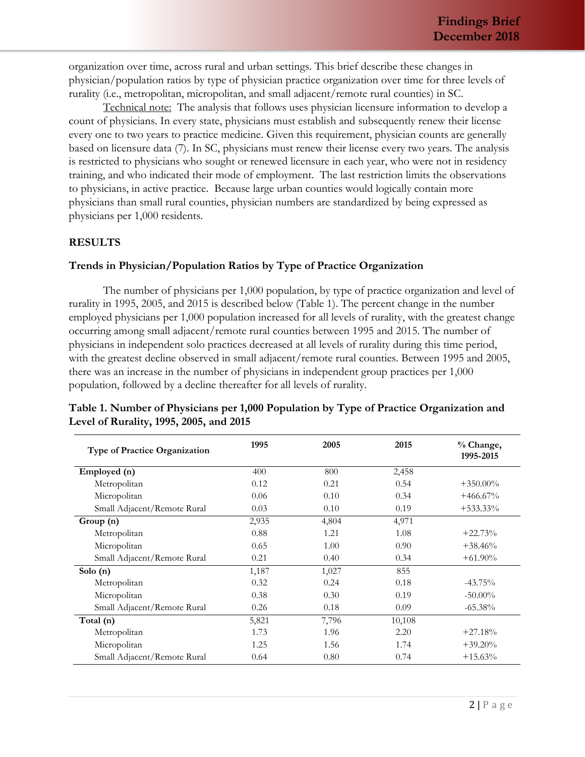organization over time, across rural and urban settings. This brief describe these changes in physician/population ratios by type of physician practice organization over time for three levels of rurality (i.e., metropolitan, micropolitan, and small adjacent/remote rural counties) in SC.

Technical note: The analysis that follows uses physician licensure information to develop a count of physicians. In every state, physicians must establish and subsequently renew their license every one to two years to practice medicine. Given this requirement, physician counts are generally based on licensure data (7). In SC, physicians must renew their license every two years. The analysis is restricted to physicians who sought or renewed licensure in each year, who were not in residency training, and who indicated their mode of employment. The last restriction limits the observations to physicians, in active practice. Because large urban counties would logically contain more physicians than small rural counties, physician numbers are standardized by being expressed as physicians per 1,000 residents.

## RESULTS

### Trends in Physician/Population Ratios by Type of Practice Organization

The number of physicians per 1,000 population, by type of practice organization and level of rurality in 1995, 2005, and 2015 is described below (Table 1). The percent change in the number employed physicians per 1,000 population increased for all levels of rurality, with the greatest change occurring among small adjacent/remote rural counties between 1995 and 2015. The number of physicians in independent solo practices decreased at all levels of rurality during this time period, with the greatest decline observed in small adjacent/remote rural counties. Between 1995 and 2005, there was an increase in the number of physicians in independent group practices per 1,000 population, followed by a decline thereafter for all levels of rurality.

**Table 1. Number of Physicians per 1,000 Population by Type of Practice Organization and Level of Rurality, 1995, 2005, and 2015**

| Type of Practice Organization | 1995 | 2005 | 2015 | % Change, 1995-2015 |
|---|---|---|---|---|
| **Employed (n)** | 400 | 800 | 2,458 | |
| Metropolitan | 0.12 | 0.21 | 0.54 | +350.00% |
| Micropolitan | 0.06 | 0.10 | 0.34 | +466.67% |
| Small Adjacent/Remote Rural | 0.03 | 0.10 | 0.19 | +533.33% |
| **Group (n)** | 2,935 | 4,804 | 4,971 | |
| Metropolitan | 0.88 | 1.21 | 1.08 | +22.73% |
| Micropolitan | 0.65 | 1.00 | 0.90 | +38.46% |
| Small Adjacent/Remote Rural | 0.21 | 0.40 | 0.34 | +61.90% |
| **Solo (n)** | 1,187 | 1,027 | 855 | |
| Metropolitan | 0.32 | 0.24 | 0.18 | -43.75% |
| Micropolitan | 0.38 | 0.30 | 0.19 | -50.00% |
| Small Adjacent/Remote Rural | 0.26 | 0.18 | 0.09 | -65.38% |
| **Total (n)** | 5,821 | 7,796 | 10,108 | |
| Metropolitan | 1.73 | 1.96 | 2.20 | +27.18% |
| Micropolitan | 1.25 | 1.56 | 1.74 | +39.20% |
| Small Adjacent/Remote Rural | 0.64 | 0.80 | 0.74 | +15.63% |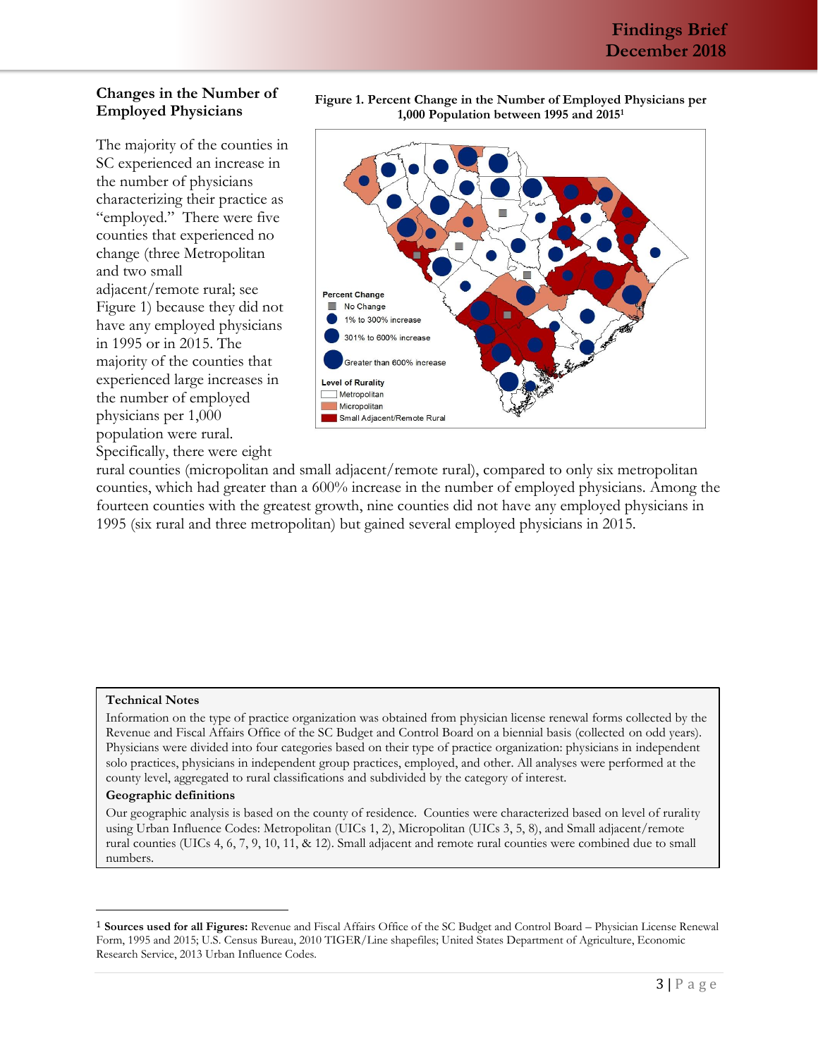## Changes in the Number of Employed Physicians

**Figure 1. Percent Change in the Number of Employed Physicians per 1,000 Population between 1995 and 2015[1]**

The majority of the counties in SC experienced an increase in the number of physicians characterizing their practice as "employed." There were five counties that experienced no change (three Metropolitan and two small adjacent/remote rural; see Figure 1) because they did not have any employed physicians in 1995 or in 2015. The majority of the counties that experienced large increases in the number of employed physicians per 1,000 population were rural. Specifically, there were eight rural counties (micropolitan and small adjacent/remote rural), compared to only six metropolitan counties, which had greater than a 600% increase in the number of employed physicians. Among the fourteen counties with the greatest growth, nine counties did not have any employed physicians in 1995 (six rural and three metropolitan) but gained several employed physicians in 2015.

**Technical Notes**

Information on the type of practice organization was obtained from physician license renewal forms collected by the Revenue and Fiscal Affairs Office of the SC Budget and Control Board on a biennial basis (collected on odd years). Physicians were divided into four categories based on their type of practice organization: physicians in independent solo practices, physicians in independent group practices, employed, and other. All analyses were performed at the county level, aggregated to rural classifications and subdivided by the category of interest.

**Geographic definitions**

Our geographic analysis is based on the county of residence. Counties were characterized based on level of rurality using Urban Influence Codes: Metropolitan (UICs 1, 2), Micropolitan (UICs 3, 5, 8), and Small adjacent/remote rural counties (UICs 4, 6, 7, 9, 10, 11, & 12). Small adjacent and remote rural counties were combined due to small numbers.

---

[1] **Sources used for all Figures:** Revenue and Fiscal Affairs Office of the SC Budget and Control Board – Physician License Renewal Form, 1995 and 2015; U.S. Census Bureau, 2010 TIGER/Line shapefiles; United States Department of Agriculture, Economic Research Service, 2013 Urban Influence Codes.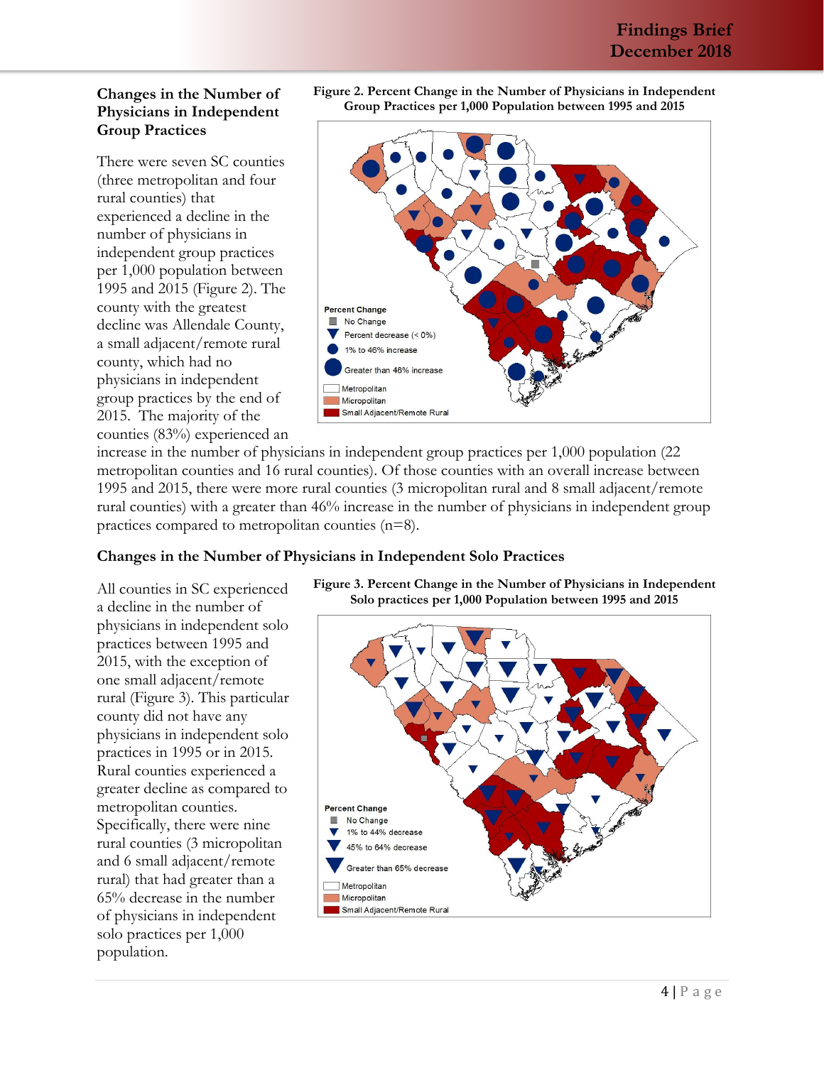### Changes in the Number of Physicians in Independent Group Practices

**Figure 2. Percent Change in the Number of Physicians in Independent Group Practices per 1,000 Population between 1995 and 2015**

Percent Change
- No Change
- Percent decrease (< 0%)
- 1% to 46% increase
- Greater than 46% increase

- Metropolitan
- Micropolitan
- Small Adjacent/Remote Rural

There were seven SC counties (three metropolitan and four rural counties) that experienced a decline in the number of physicians in independent group practices per 1,000 population between 1995 and 2015 (Figure 2). The county with the greatest decline was Allendale County, a small adjacent/remote rural county, which had no physicians in independent group practices by the end of 2015. The majority of the counties (83%) experienced an increase in the number of physicians in independent group practices per 1,000 population (22 metropolitan counties and 16 rural counties). Of those counties with an overall increase between 1995 and 2015, there were more rural counties (3 micropolitan rural and 8 small adjacent/remote rural counties) with a greater than 46% increase in the number of physicians in independent group practices compared to metropolitan counties (n=8).

### Changes in the Number of Physicians in Independent Solo Practices

**Figure 3. Percent Change in the Number of Physicians in Independent Solo practices per 1,000 Population between 1995 and 2015**

Percent Change
- No Change
- 1% to 44% decrease
- 45% to 64% decrease
- Greater than 65% decrease

- Metropolitan
- Micropolitan
- Small Adjacent/Remote Rural

All counties in SC experienced a decline in the number of physicians in independent solo practices between 1995 and 2015, with the exception of one small adjacent/remote rural (Figure 3). This particular county did not have any physicians in independent solo practices in 1995 or in 2015. Rural counties experienced a greater decline as compared to metropolitan counties. Specifically, there were nine rural counties (3 micropolitan and 6 small adjacent/remote rural) that had greater than a 65% decrease in the number of physicians in independent solo practices per 1,000 population.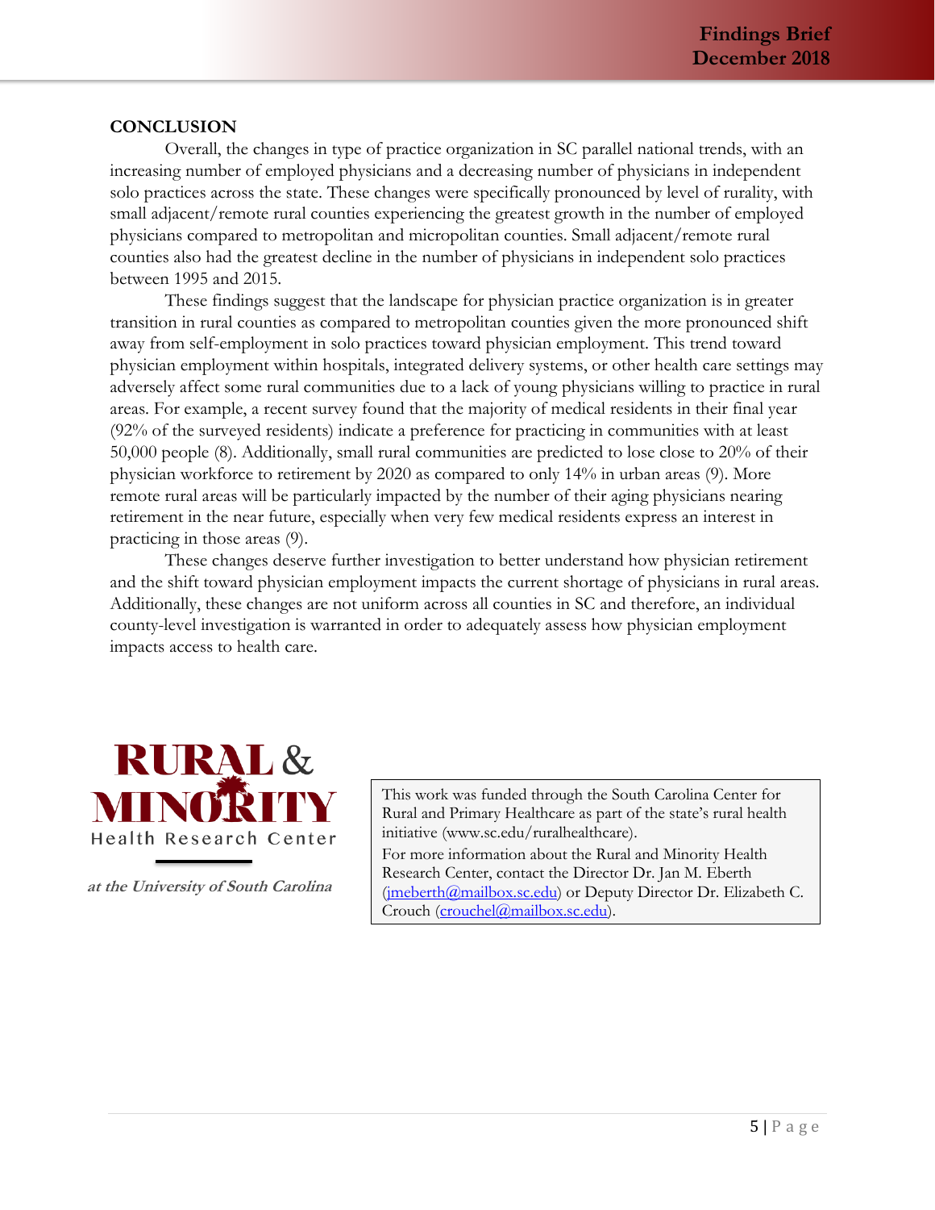## CONCLUSION

Overall, the changes in type of practice organization in SC parallel national trends, with an increasing number of employed physicians and a decreasing number of physicians in independent solo practices across the state. These changes were specifically pronounced by level of rurality, with small adjacent/remote rural counties experiencing the greatest growth in the number of employed physicians compared to metropolitan and micropolitan counties. Small adjacent/remote rural counties also had the greatest decline in the number of physicians in independent solo practices between 1995 and 2015.

These findings suggest that the landscape for physician practice organization is in greater transition in rural counties as compared to metropolitan counties given the more pronounced shift away from self-employment in solo practices toward physician employment. This trend toward physician employment within hospitals, integrated delivery systems, or other health care settings may adversely affect some rural communities due to a lack of young physicians willing to practice in rural areas. For example, a recent survey found that the majority of medical residents in their final year (92% of the surveyed residents) indicate a preference for practicing in communities with at least 50,000 people (8). Additionally, small rural communities are predicted to lose close to 20% of their physician workforce to retirement by 2020 as compared to only 14% in urban areas (9). More remote rural areas will be particularly impacted by the number of their aging physicians nearing retirement in the near future, especially when very few medical residents express an interest in practicing in those areas (9).

These changes deserve further investigation to better understand how physician retirement and the shift toward physician employment impacts the current shortage of physicians in rural areas. Additionally, these changes are not uniform across all counties in SC and therefore, an individual county-level investigation is warranted in order to adequately assess how physician employment impacts access to health care.

**RURAL & MINORITY Health Research Center**

***at the University of South Carolina***

This work was funded through the South Carolina Center for Rural and Primary Healthcare as part of the state's rural health initiative (www.sc.edu/ruralhealthcare).

For more information about the Rural and Minority Health Research Center, contact the Director Dr. Jan M. Eberth (jmeberth@mailbox.sc.edu) or Deputy Director Dr. Elizabeth C. Crouch (crouchel@mailbox.sc.edu).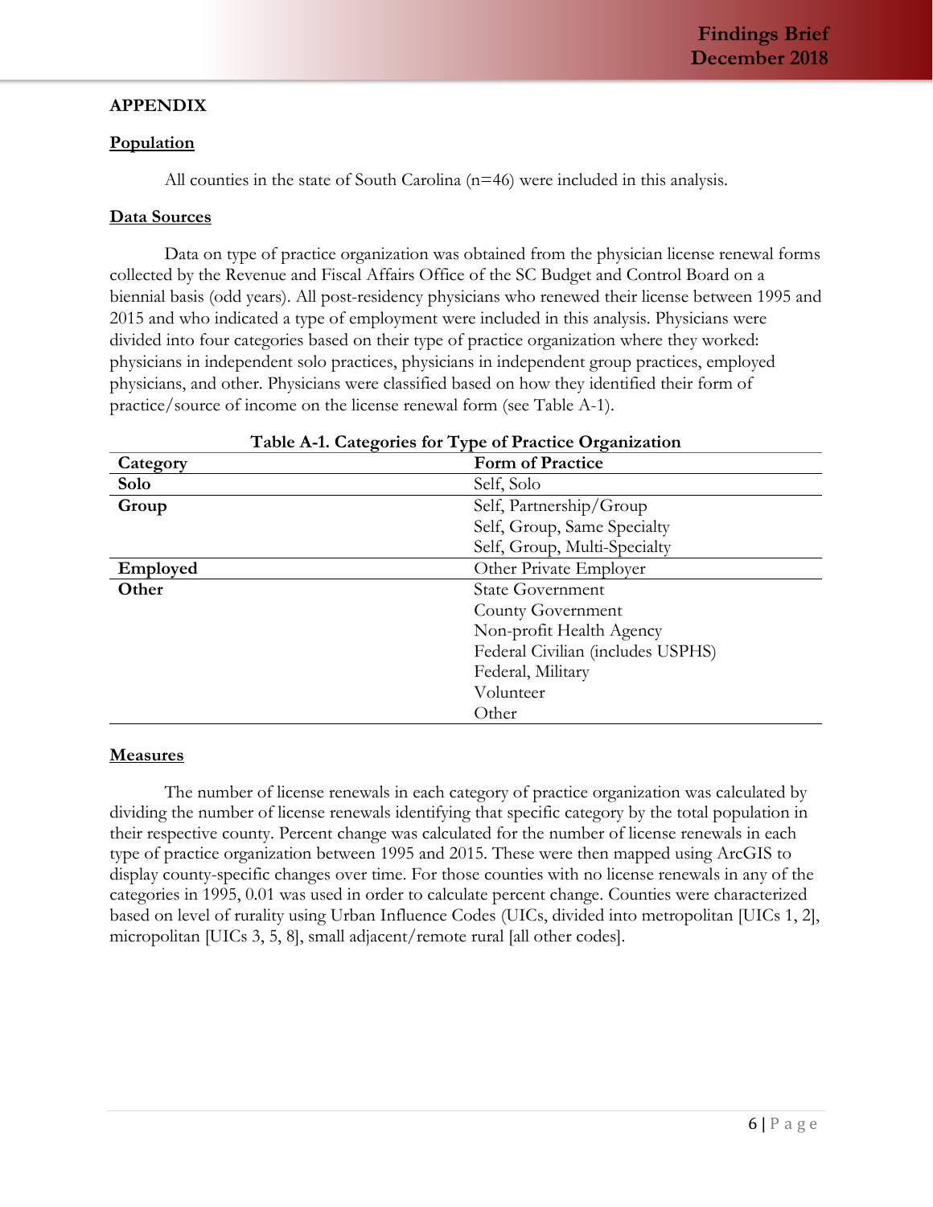## APPENDIX

### Population

All counties in the state of South Carolina (n=46) were included in this analysis.

### Data Sources

Data on type of practice organization was obtained from the physician license renewal forms collected by the Revenue and Fiscal Affairs Office of the SC Budget and Control Board on a biennial basis (odd years). All post-residency physicians who renewed their license between 1995 and 2015 and who indicated a type of employment were included in this analysis. Physicians were divided into four categories based on their type of practice organization where they worked: physicians in independent solo practices, physicians in independent group practices, employed physicians, and other. Physicians were classified based on how they identified their form of practice/source of income on the license renewal form (see Table A-1).

**Table A-1. Categories for Type of Practice Organization**

| Category | Form of Practice |
|---|---|
| **Solo** | Self, Solo |
| **Group** | Self, Partnership/Group |
| | Self, Group, Same Specialty |
| | Self, Group, Multi-Specialty |
| **Employed** | Other Private Employer |
| **Other** | State Government |
| | County Government |
| | Non-profit Health Agency |
| | Federal Civilian (includes USPHS) |
| | Federal, Military |
| | Volunteer |
| | Other |

### Measures

The number of license renewals in each category of practice organization was calculated by dividing the number of license renewals identifying that specific category by the total population in their respective county. Percent change was calculated for the number of license renewals in each type of practice organization between 1995 and 2015. These were then mapped using ArcGIS to display county-specific changes over time. For those counties with no license renewals in any of the categories in 1995, 0.01 was used in order to calculate percent change. Counties were characterized based on level of rurality using Urban Influence Codes (UICs, divided into metropolitan [UICs 1, 2], micropolitan [UICs 3, 5, 8], small adjacent/remote rural [all other codes].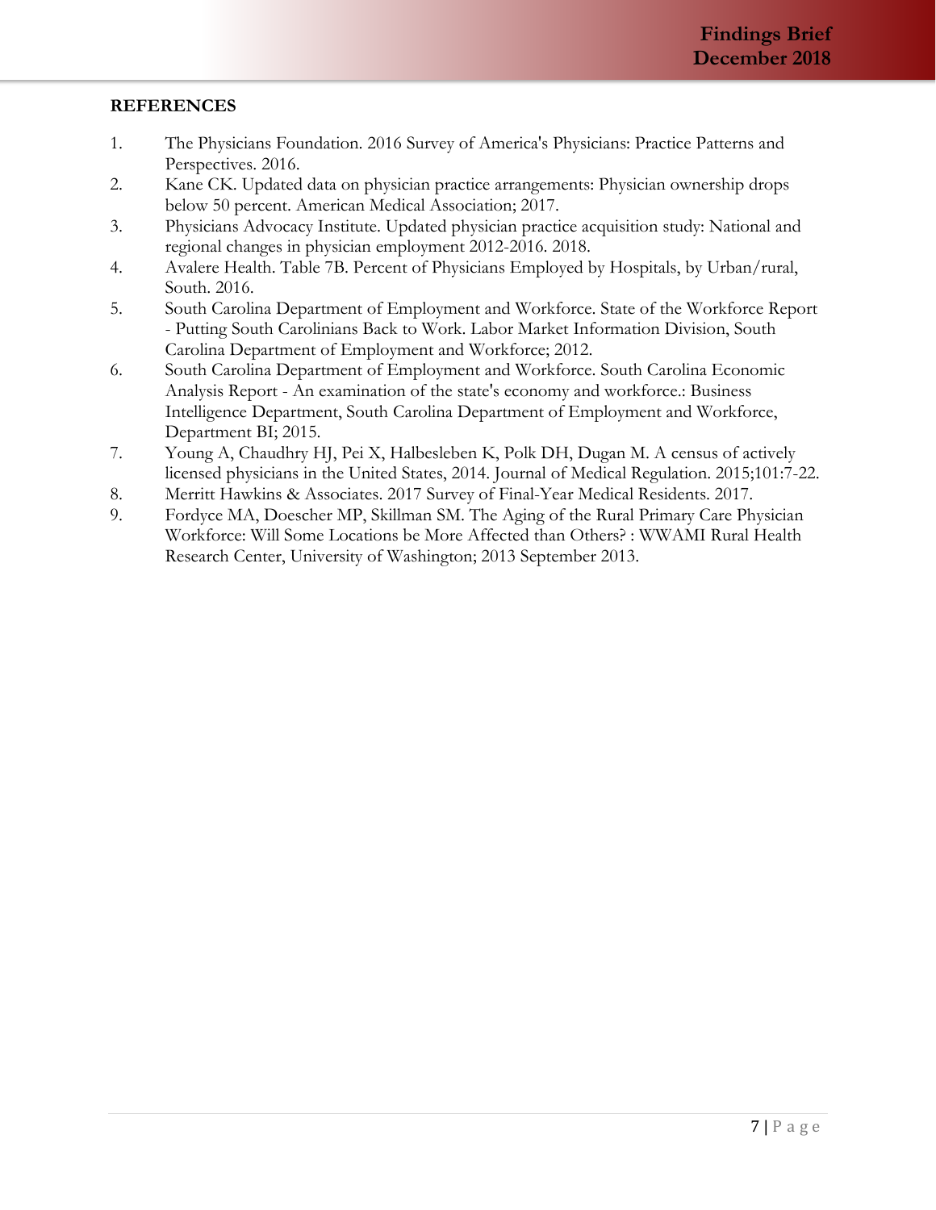## REFERENCES

1. The Physicians Foundation. 2016 Survey of America's Physicians: Practice Patterns and Perspectives. 2016.
2. Kane CK. Updated data on physician practice arrangements: Physician ownership drops below 50 percent. American Medical Association; 2017.
3. Physicians Advocacy Institute. Updated physician practice acquisition study: National and regional changes in physician employment 2012-2016. 2018.
4. Avalere Health. Table 7B. Percent of Physicians Employed by Hospitals, by Urban/rural, South. 2016.
5. South Carolina Department of Employment and Workforce. State of the Workforce Report - Putting South Carolinians Back to Work. Labor Market Information Division, South Carolina Department of Employment and Workforce; 2012.
6. South Carolina Department of Employment and Workforce. South Carolina Economic Analysis Report - An examination of the state's economy and workforce.: Business Intelligence Department, South Carolina Department of Employment and Workforce, Department BI; 2015.
7. Young A, Chaudhry HJ, Pei X, Halbesleben K, Polk DH, Dugan M. A census of actively licensed physicians in the United States, 2014. Journal of Medical Regulation. 2015;101:7-22.
8. Merritt Hawkins & Associates. 2017 Survey of Final-Year Medical Residents. 2017.
9. Fordyce MA, Doescher MP, Skillman SM. The Aging of the Rural Primary Care Physician Workforce: Will Some Locations be More Affected than Others? : WWAMI Rural Health Research Center, University of Washington; 2013 September 2013.